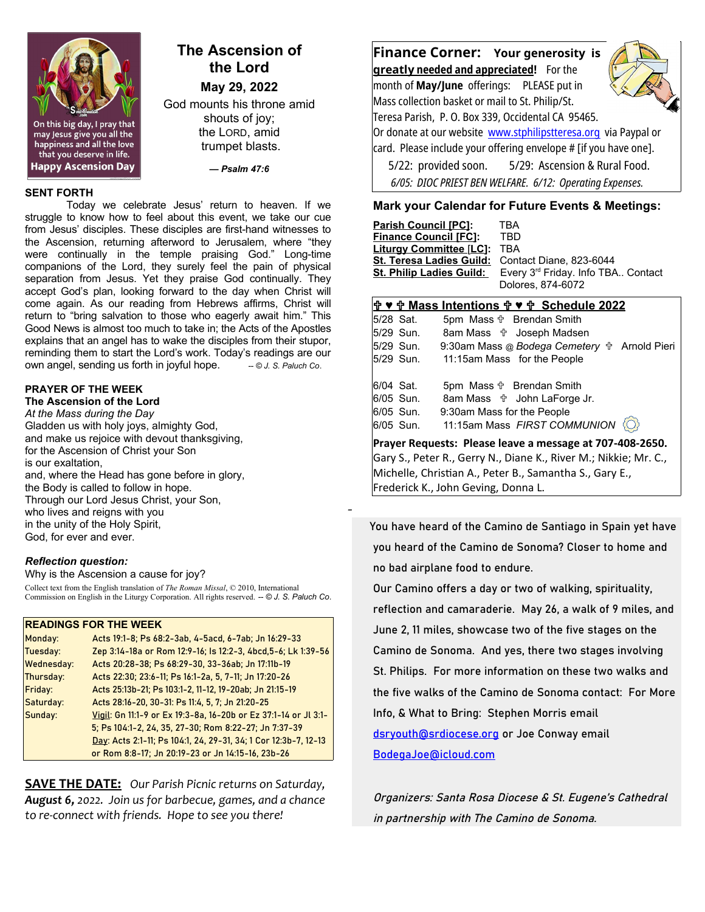# The Ascension of the Lord

**May 29, 2022**

God mounts his throne amid shouts of joy;
the LORD, amid trumpet blasts.

***— Psalm 47:6***

## SENT FORTH

Today we celebrate Jesus' return to heaven. If we struggle to know how to feel about this event, we take our cue from Jesus' disciples. These disciples are first-hand witnesses to the Ascension, returning afterword to Jerusalem, where "they were continually in the temple praising God." Long-time companions of the Lord, they surely feel the pain of physical separation from Jesus. Yet they praise God continually. They accept God's plan, looking forward to the day when Christ will come again. As our reading from Hebrews affirms, Christ will return to "bring salvation to those who eagerly await him." This Good News is almost too much to take in; the Acts of the Apostles explains that an angel has to wake the disciples from their stupor, reminding them to start the Lord's work. Today's readings are our own angel, sending us forth in joyful hope. *-- © J. S. Paluch Co.*

## PRAYER OF THE WEEK

**The Ascension of the Lord**

*At the Mass during the Day*

Gladden us with holy joys, almighty God,
and make us rejoice with devout thanksgiving,
for the Ascension of Christ your Son
is our exaltation,
and, where the Head has gone before in glory,
the Body is called to follow in hope.
Through our Lord Jesus Christ, your Son,
who lives and reigns with you
in the unity of the Holy Spirit,
God, for ever and ever.

***Reflection question:***

Why is the Ascension a cause for joy?

Collect text from the English translation of *The Roman Missal*, © 2010, International Commission on English in the Liturgy Corporation. All rights reserved. *-- © J. S. Paluch Co.*

| READINGS FOR THE WEEK | |
|---|---|
| Monday: | Acts 19:1-8; Ps 68:2-3ab, 4-5acd, 6-7ab; Jn 16:29-33 |
| Tuesday: | Zep 3:14-18a or Rom 12:9-16; Is 12:2-3, 4bcd,5-6; Lk 1:39-56 |
| Wednesday: | Acts 20:28-38; Ps 68:29-30, 33-36ab; Jn 17:11b-19 |
| Thursday: | Acts 22:30; 23:6-11; Ps 16:1-2a, 5, 7-11; Jn 17:20-26 |
| Friday: | Acts 25:13b-21; Ps 103:1-2, 11-12, 19-20ab; Jn 21:15-19 |
| Saturday: | Acts 28:16-20, 30-31: Ps 11:4, 5, 7; Jn 21:20-25 |
| Sunday: | Vigil: Gn 11:1-9 or Ex 19:3-8a, 16-20b or Ez 37:1-14 or Jl 3:1-5; Ps 104:1-2, 24, 35, 27-30; Rom 8:22-27; Jn 7:37-39<br>Day: Acts 2:1-11; Ps 104:1, 24, 29-31, 34; 1 Cor 12:3b-7, 12-13 or Rom 8:8-17; Jn 20:19-23 or Jn 14:15-16, 23b-26 |

**SAVE THE DATE:** *Our Parish Picnic returns on Saturday, **August 6**, 2022. Join us for barbecue, games, and a chance to re-connect with friends. Hope to see you there!*

## Finance Corner: Your generosity is greatly needed and appreciated!

For the month of **May/June** offerings: PLEASE put in Mass collection basket or mail to St. Philip/St. Teresa Parish, P. O. Box 339, Occidental CA 95465. Or donate at our website www.stphilipstteresa.org via Paypal or card. Please include your offering envelope # [if you have one].

5/22: provided soon. 5/29: Ascension & Rural Food.
*6/05: DIOC PRIEST BEN WELFARE. 6/12: Operating Expenses.*

## Mark your Calendar for Future Events & Meetings:

**Parish Council [PC]:** TBA
**Finance Council [FC]:** TBD
**Liturgy Committee [LC]:** TBA
**St. Teresa Ladies Guild:** Contact Diane, 823-6044
**St. Philip Ladies Guild:** Every 3rd Friday. Info TBA.. Contact Dolores, 874-6072

## ✞ ♥ ✞ Mass Intentions ✞ ♥ ✞ Schedule 2022

| | | |
|---|---|---|
| 5/28 Sat. | 5pm Mass ✞ | Brendan Smith |
| 5/29 Sun. | 8am Mass ✞ | Joseph Madsen |
| 5/29 Sun. | 9:30am Mass @ *Bodega Cemetery* ✞ | Arnold Pieri |
| 5/29 Sun. | 11:15am Mass | for the People |
| 6/04 Sat. | 5pm Mass ✞ | Brendan Smith |
| 6/05 Sun. | 8am Mass ✞ | John LaForge Jr. |
| 6/05 Sun. | 9:30am Mass | for the People |
| 6/05 Sun. | 11:15am Mass | *FIRST COMMUNION* |

**Prayer Requests: Please leave a message at 707-408-2650.**
Gary S., Peter R., Gerry N., Diane K., River M.; Nikkie; Mr. C., Michelle, Christian A., Peter B., Samantha S., Gary E., Frederick K., John Geving, Donna L.

You have heard of the Camino de Santiago in Spain yet have you heard of the Camino de Sonoma? Closer to home and no bad airplane food to endure.

Our Camino offers a day or two of walking, spirituality, reflection and camaraderie. May 26, a walk of 9 miles, and June 2, 11 miles, showcase two of the five stages on the Camino de Sonoma. And yes, there two stages involving St. Philips. For more information on these two walks and the five walks of the Camino de Sonoma contact: For More Info, & What to Bring: Stephen Morris email dsryouth@srdiocese.org or Joe Conway email BodegaJoe@icloud.com

*Organizers: Santa Rosa Diocese & St. Eugene's Cathedral in partnership with The Camino de Sonoma.*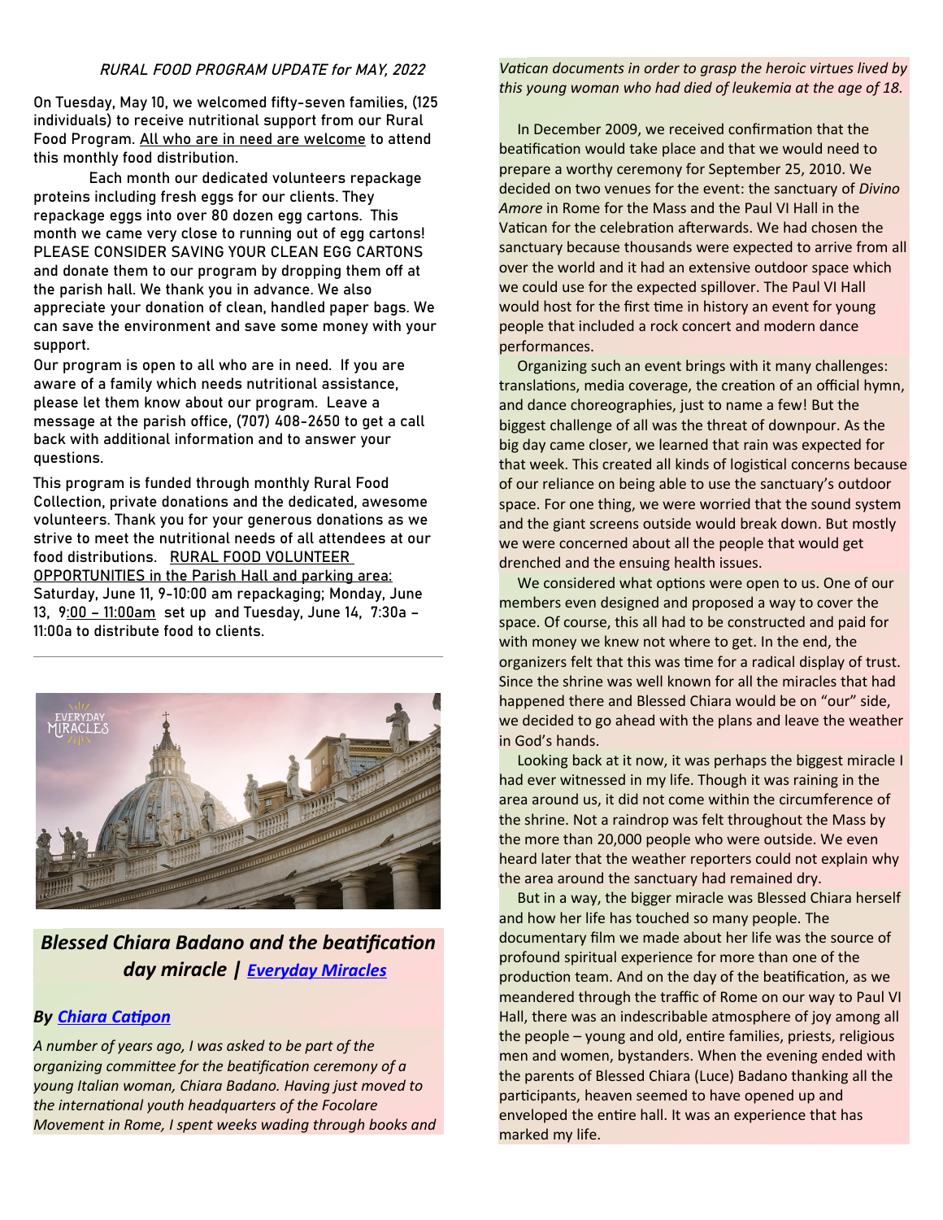*RURAL FOOD PROGRAM UPDATE for MAY, 2022*

On Tuesday, May 10, we welcomed fifty-seven families, (125 individuals) to receive nutritional support from our Rural Food Program. All who are in need are welcome to attend this monthly food distribution.

Each month our dedicated volunteers repackage proteins including fresh eggs for our clients. They repackage eggs into over 80 dozen egg cartons. This month we came very close to running out of egg cartons! PLEASE CONSIDER SAVING YOUR CLEAN EGG CARTONS and donate them to our program by dropping them off at the parish hall. We thank you in advance. We also appreciate your donation of clean, handled paper bags. We can save the environment and save some money with your support.

Our program is open to all who are in need. If you are aware of a family which needs nutritional assistance, please let them know about our program. Leave a message at the parish office, (707) 408-2650 to get a call back with additional information and to answer your questions.

This program is funded through monthly Rural Food Collection, private donations and the dedicated, awesome volunteers. Thank you for your generous donations as we strive to meet the nutritional needs of all attendees at our food distributions. RURAL FOOD VOLUNTEER OPPORTUNITIES in the Parish Hall and parking area: Saturday, June 11, 9-10:00 am repackaging; Monday, June 13, 9:00 – 11:00am set up and Tuesday, June 14, 7:30a – 11:00a to distribute food to clients.

---

## *Blessed Chiara Badano and the beatification day miracle | Everyday Miracles*

***By Chiara Catipon***

*A number of years ago, I was asked to be part of the organizing committee for the beatification ceremony of a young Italian woman, Chiara Badano. Having just moved to the international youth headquarters of the Focolare Movement in Rome, I spent weeks wading through books and Vatican documents in order to grasp the heroic virtues lived by this young woman who had died of leukemia at the age of 18.*

In December 2009, we received confirmation that the beatification would take place and that we would need to prepare a worthy ceremony for September 25, 2010. We decided on two venues for the event: the sanctuary of *Divino Amore* in Rome for the Mass and the Paul VI Hall in the Vatican for the celebration afterwards. We had chosen the sanctuary because thousands were expected to arrive from all over the world and it had an extensive outdoor space which we could use for the expected spillover. The Paul VI Hall would host for the first time in history an event for young people that included a rock concert and modern dance performances.

Organizing such an event brings with it many challenges: translations, media coverage, the creation of an official hymn, and dance choreographies, just to name a few! But the biggest challenge of all was the threat of downpour. As the big day came closer, we learned that rain was expected for that week. This created all kinds of logistical concerns because of our reliance on being able to use the sanctuary's outdoor space. For one thing, we were worried that the sound system and the giant screens outside would break down. But mostly we were concerned about all the people that would get drenched and the ensuing health issues.

We considered what options were open to us. One of our members even designed and proposed a way to cover the space. Of course, this all had to be constructed and paid for with money we knew not where to get. In the end, the organizers felt that this was time for a radical display of trust. Since the shrine was well known for all the miracles that had happened there and Blessed Chiara would be on "our" side, we decided to go ahead with the plans and leave the weather in God's hands.

Looking back at it now, it was perhaps the biggest miracle I had ever witnessed in my life. Though it was raining in the area around us, it did not come within the circumference of the shrine. Not a raindrop was felt throughout the Mass by the more than 20,000 people who were outside. We even heard later that the weather reporters could not explain why the area around the sanctuary had remained dry.

But in a way, the bigger miracle was Blessed Chiara herself and how her life has touched so many people. The documentary film we made about her life was the source of profound spiritual experience for more than one of the production team. And on the day of the beatification, as we meandered through the traffic of Rome on our way to Paul VI Hall, there was an indescribable atmosphere of joy among all the people – young and old, entire families, priests, religious men and women, bystanders. When the evening ended with the parents of Blessed Chiara (Luce) Badano thanking all the participants, heaven seemed to have opened up and enveloped the entire hall. It was an experience that has marked my life.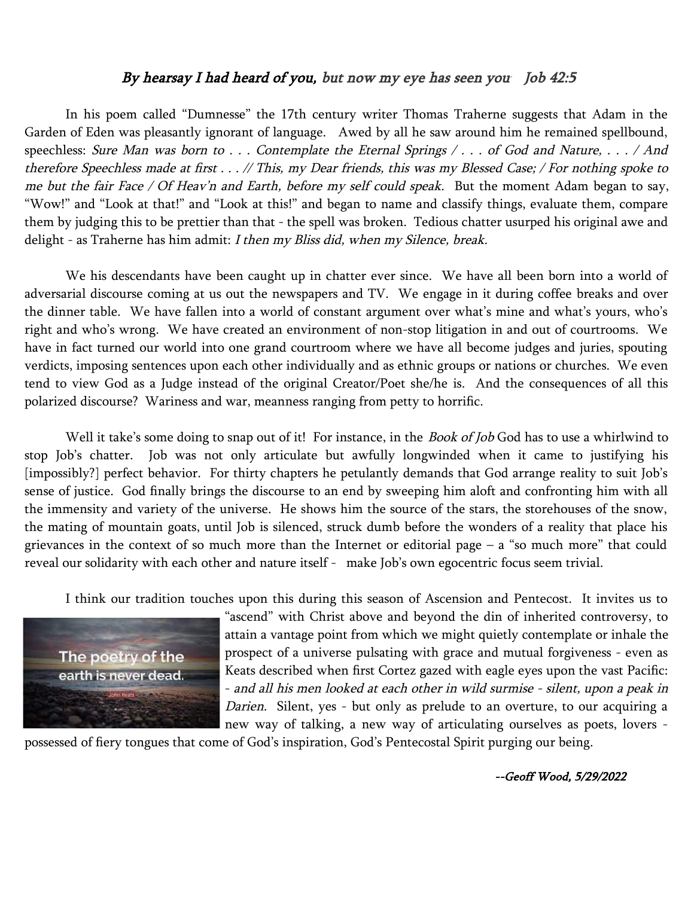### *By hearsay I had heard of you, but now my eye has seen you* *Job 42:5*

In his poem called "Dumnesse" the 17th century writer Thomas Traherne suggests that Adam in the Garden of Eden was pleasantly ignorant of language. Awed by all he saw around him he remained spellbound, speechless: *Sure Man was born to . . . Contemplate the Eternal Springs / . . . of God and Nature, . . . / And therefore Speechless made at first . . . // This, my Dear friends, this was my Blessed Case; / For nothing spoke to me but the fair Face / Of Heav'n and Earth, before my self could speak.* But the moment Adam began to say, "Wow!" and "Look at that!" and "Look at this!" and began to name and classify things, evaluate them, compare them by judging this to be prettier than that - the spell was broken. Tedious chatter usurped his original awe and delight - as Traherne has him admit: *I then my Bliss did, when my Silence, break.*

We his descendants have been caught up in chatter ever since. We have all been born into a world of adversarial discourse coming at us out the newspapers and TV. We engage in it during coffee breaks and over the dinner table. We have fallen into a world of constant argument over what's mine and what's yours, who's right and who's wrong. We have created an environment of non-stop litigation in and out of courtrooms. We have in fact turned our world into one grand courtroom where we have all become judges and juries, spouting verdicts, imposing sentences upon each other individually and as ethnic groups or nations or churches. We even tend to view God as a Judge instead of the original Creator/Poet she/he is. And the consequences of all this polarized discourse? Wariness and war, meanness ranging from petty to horrific.

Well it take's some doing to snap out of it! For instance, in the *Book of Job* God has to use a whirlwind to stop Job's chatter. Job was not only articulate but awfully longwinded when it came to justifying his [impossibly?] perfect behavior. For thirty chapters he petulantly demands that God arrange reality to suit Job's sense of justice. God finally brings the discourse to an end by sweeping him aloft and confronting him with all the immensity and variety of the universe. He shows him the source of the stars, the storehouses of the snow, the mating of mountain goats, until Job is silenced, struck dumb before the wonders of a reality that place his grievances in the context of so much more than the Internet or editorial page – a "so much more" that could reveal our solidarity with each other and nature itself - make Job's own egocentric focus seem trivial.

I think our tradition touches upon this during this season of Ascension and Pentecost. It invites us to "ascend" with Christ above and beyond the din of inherited controversy, to attain a vantage point from which we might quietly contemplate or inhale the prospect of a universe pulsating with grace and mutual forgiveness - even as Keats described when first Cortez gazed with eagle eyes upon the vast Pacific: - *and all his men looked at each other in wild surmise - silent, upon a peak in Darien.* Silent, yes - but only as prelude to an overture, to our acquiring a new way of talking, a new way of articulating ourselves as poets, lovers - possessed of fiery tongues that come of God's inspiration, God's Pentecostal Spirit purging our being.

The poetry of the earth is never dead.

John Keats

*--Geoff Wood, 5/29/2022*